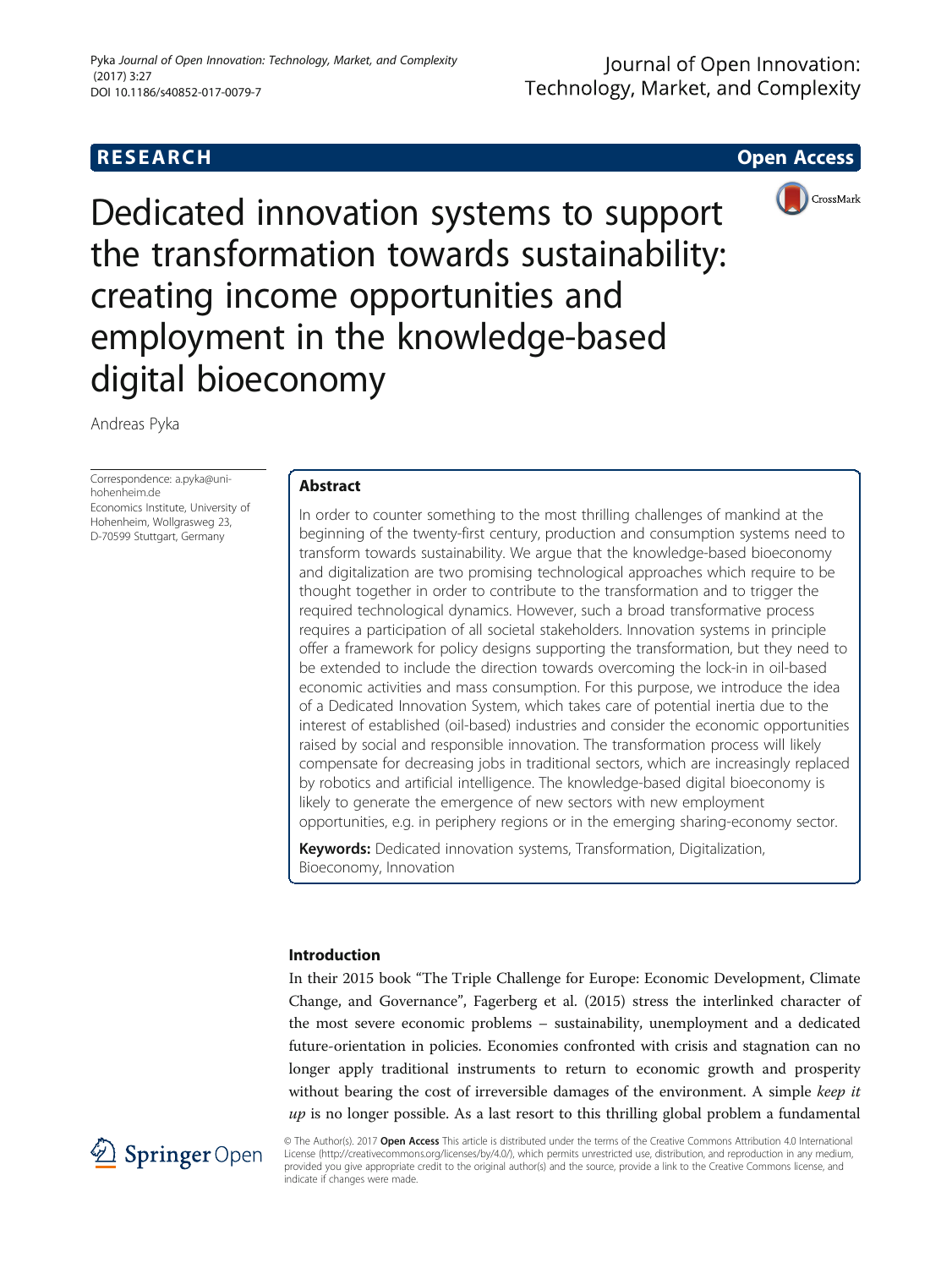**RESEARCH** **Open Access**

# Dedicated innovation systems to support the transformation towards sustainability: creating income opportunities and employment in the knowledge-based digital bioeconomy

Andreas Pyka

Correspondence: a.pyka@uni-hohenheim.de
Economics Institute, University of Hohenheim, Wollgrasweg 23, D-70599 Stuttgart, Germany

## Abstract

In order to counter something to the most thrilling challenges of mankind at the beginning of the twenty-first century, production and consumption systems need to transform towards sustainability. We argue that the knowledge-based bioeconomy and digitalization are two promising technological approaches which require to be thought together in order to contribute to the transformation and to trigger the required technological dynamics. However, such a broad transformative process requires a participation of all societal stakeholders. Innovation systems in principle offer a framework for policy designs supporting the transformation, but they need to be extended to include the direction towards overcoming the lock-in in oil-based economic activities and mass consumption. For this purpose, we introduce the idea of a Dedicated Innovation System, which takes care of potential inertia due to the interest of established (oil-based) industries and consider the economic opportunities raised by social and responsible innovation. The transformation process will likely compensate for decreasing jobs in traditional sectors, which are increasingly replaced by robotics and artificial intelligence. The knowledge-based digital bioeconomy is likely to generate the emergence of new sectors with new employment opportunities, e.g. in periphery regions or in the emerging sharing-economy sector.

**Keywords:** Dedicated innovation systems, Transformation, Digitalization, Bioeconomy, Innovation

## Introduction

In their 2015 book "The Triple Challenge for Europe: Economic Development, Climate Change, and Governance", Fagerberg et al. (2015) stress the interlinked character of the most severe economic problems – sustainability, unemployment and a dedicated future-orientation in policies. Economies confronted with crisis and stagnation can no longer apply traditional instruments to return to economic growth and prosperity without bearing the cost of irreversible damages of the environment. A simple *keep it up* is no longer possible. As a last resort to this thrilling global problem a fundamental

© The Author(s). 2017 **Open Access** This article is distributed under the terms of the Creative Commons Attribution 4.0 International License (http://creativecommons.org/licenses/by/4.0/), which permits unrestricted use, distribution, and reproduction in any medium, provided you give appropriate credit to the original author(s) and the source, provide a link to the Creative Commons license, and indicate if changes were made.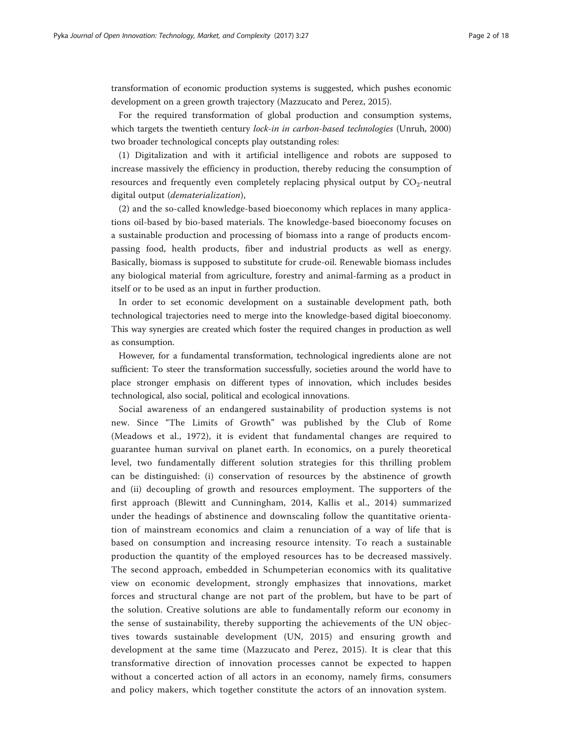transformation of economic production systems is suggested, which pushes economic development on a green growth trajectory (Mazzucato and Perez, 2015).

For the required transformation of global production and consumption systems, which targets the twentieth century *lock-in in carbon-based technologies* (Unruh, 2000) two broader technological concepts play outstanding roles:

(1) Digitalization and with it artificial intelligence and robots are supposed to increase massively the efficiency in production, thereby reducing the consumption of resources and frequently even completely replacing physical output by $CO_2$-neutral digital output (*dematerialization*),

(2) and the so-called knowledge-based bioeconomy which replaces in many applications oil-based by bio-based materials. The knowledge-based bioeconomy focuses on a sustainable production and processing of biomass into a range of products encompassing food, health products, fiber and industrial products as well as energy. Basically, biomass is supposed to substitute for crude-oil. Renewable biomass includes any biological material from agriculture, forestry and animal-farming as a product in itself or to be used as an input in further production.

In order to set economic development on a sustainable development path, both technological trajectories need to merge into the knowledge-based digital bioeconomy. This way synergies are created which foster the required changes in production as well as consumption.

However, for a fundamental transformation, technological ingredients alone are not sufficient: To steer the transformation successfully, societies around the world have to place stronger emphasis on different types of innovation, which includes besides technological, also social, political and ecological innovations.

Social awareness of an endangered sustainability of production systems is not new. Since "The Limits of Growth" was published by the Club of Rome (Meadows et al., 1972), it is evident that fundamental changes are required to guarantee human survival on planet earth. In economics, on a purely theoretical level, two fundamentally different solution strategies for this thrilling problem can be distinguished: (i) conservation of resources by the abstinence of growth and (ii) decoupling of growth and resources employment. The supporters of the first approach (Blewitt and Cunningham, 2014, Kallis et al., 2014) summarized under the headings of abstinence and downscaling follow the quantitative orientation of mainstream economics and claim a renunciation of a way of life that is based on consumption and increasing resource intensity. To reach a sustainable production the quantity of the employed resources has to be decreased massively. The second approach, embedded in Schumpeterian economics with its qualitative view on economic development, strongly emphasizes that innovations, market forces and structural change are not part of the problem, but have to be part of the solution. Creative solutions are able to fundamentally reform our economy in the sense of sustainability, thereby supporting the achievements of the UN objectives towards sustainable development (UN, 2015) and ensuring growth and development at the same time (Mazzucato and Perez, 2015). It is clear that this transformative direction of innovation processes cannot be expected to happen without a concerted action of all actors in an economy, namely firms, consumers and policy makers, which together constitute the actors of an innovation system.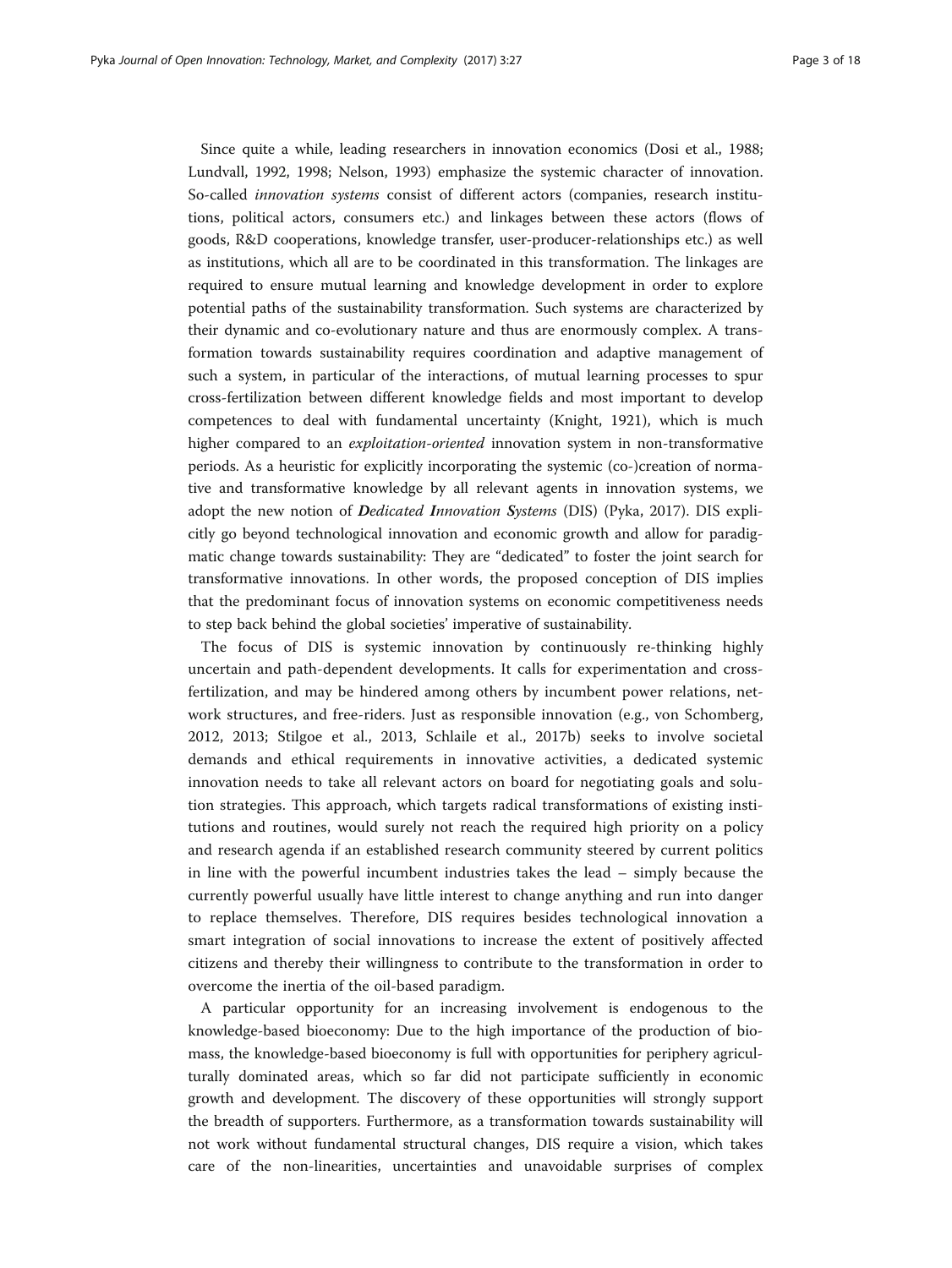Since quite a while, leading researchers in innovation economics (Dosi et al., 1988; Lundvall, 1992, 1998; Nelson, 1993) emphasize the systemic character of innovation. So-called *innovation systems* consist of different actors (companies, research institutions, political actors, consumers etc.) and linkages between these actors (flows of goods, R&D cooperations, knowledge transfer, user-producer-relationships etc.) as well as institutions, which all are to be coordinated in this transformation. The linkages are required to ensure mutual learning and knowledge development in order to explore potential paths of the sustainability transformation. Such systems are characterized by their dynamic and co-evolutionary nature and thus are enormously complex. A transformation towards sustainability requires coordination and adaptive management of such a system, in particular of the interactions, of mutual learning processes to spur cross-fertilization between different knowledge fields and most important to develop competences to deal with fundamental uncertainty (Knight, 1921), which is much higher compared to an *exploitation-oriented* innovation system in non-transformative periods. As a heuristic for explicitly incorporating the systemic (co-)creation of normative and transformative knowledge by all relevant agents in innovation systems, we adopt the new notion of ***D****edicated* ***I****nnovation* ***S****ystems* (DIS) (Pyka, 2017). DIS explicitly go beyond technological innovation and economic growth and allow for paradigmatic change towards sustainability: They are "dedicated" to foster the joint search for transformative innovations. In other words, the proposed conception of DIS implies that the predominant focus of innovation systems on economic competitiveness needs to step back behind the global societies' imperative of sustainability.

The focus of DIS is systemic innovation by continuously re-thinking highly uncertain and path-dependent developments. It calls for experimentation and cross-fertilization, and may be hindered among others by incumbent power relations, network structures, and free-riders. Just as responsible innovation (e.g., von Schomberg, 2012, 2013; Stilgoe et al., 2013, Schlaile et al., 2017b) seeks to involve societal demands and ethical requirements in innovative activities, a dedicated systemic innovation needs to take all relevant actors on board for negotiating goals and solution strategies. This approach, which targets radical transformations of existing institutions and routines, would surely not reach the required high priority on a policy and research agenda if an established research community steered by current politics in line with the powerful incumbent industries takes the lead – simply because the currently powerful usually have little interest to change anything and run into danger to replace themselves. Therefore, DIS requires besides technological innovation a smart integration of social innovations to increase the extent of positively affected citizens and thereby their willingness to contribute to the transformation in order to overcome the inertia of the oil-based paradigm.

A particular opportunity for an increasing involvement is endogenous to the knowledge-based bioeconomy: Due to the high importance of the production of biomass, the knowledge-based bioeconomy is full with opportunities for periphery agriculturally dominated areas, which so far did not participate sufficiently in economic growth and development. The discovery of these opportunities will strongly support the breadth of supporters. Furthermore, as a transformation towards sustainability will not work without fundamental structural changes, DIS require a vision, which takes care of the non-linearities, uncertainties and unavoidable surprises of complex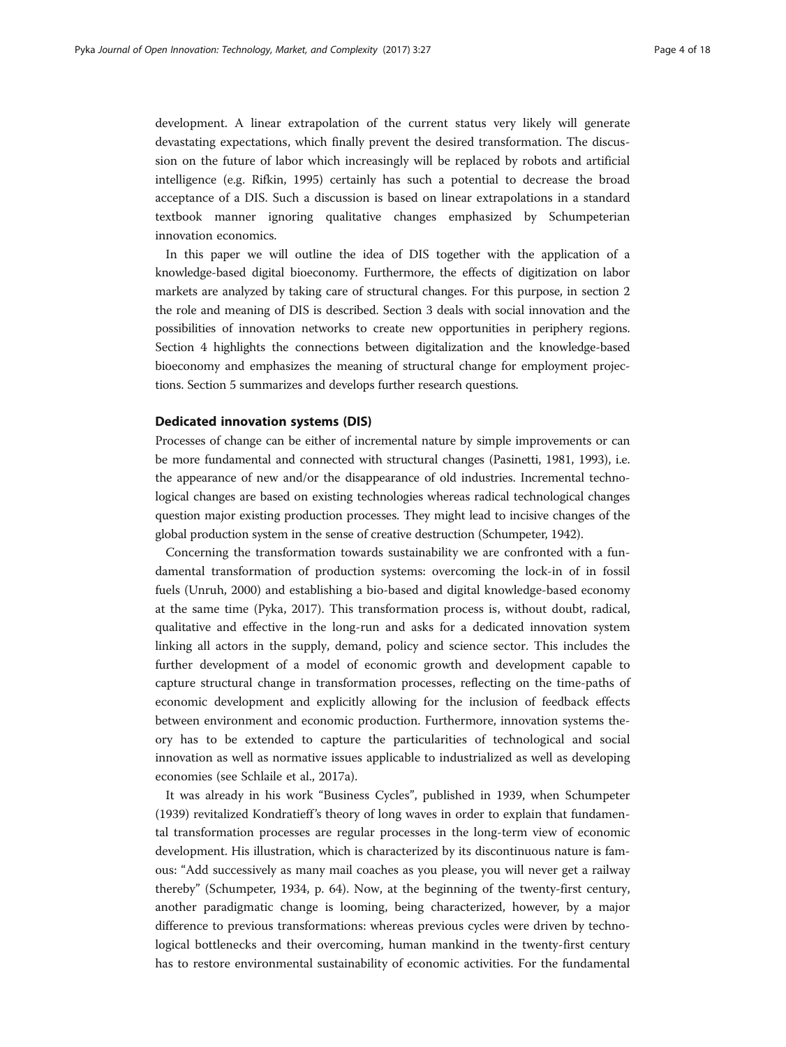development. A linear extrapolation of the current status very likely will generate devastating expectations, which finally prevent the desired transformation. The discussion on the future of labor which increasingly will be replaced by robots and artificial intelligence (e.g. Rifkin, 1995) certainly has such a potential to decrease the broad acceptance of a DIS. Such a discussion is based on linear extrapolations in a standard textbook manner ignoring qualitative changes emphasized by Schumpeterian innovation economics.

In this paper we will outline the idea of DIS together with the application of a knowledge-based digital bioeconomy. Furthermore, the effects of digitization on labor markets are analyzed by taking care of structural changes. For this purpose, in section 2 the role and meaning of DIS is described. Section 3 deals with social innovation and the possibilities of innovation networks to create new opportunities in periphery regions. Section 4 highlights the connections between digitalization and the knowledge-based bioeconomy and emphasizes the meaning of structural change for employment projections. Section 5 summarizes and develops further research questions.

## Dedicated innovation systems (DIS)

Processes of change can be either of incremental nature by simple improvements or can be more fundamental and connected with structural changes (Pasinetti, 1981, 1993), i.e. the appearance of new and/or the disappearance of old industries. Incremental technological changes are based on existing technologies whereas radical technological changes question major existing production processes. They might lead to incisive changes of the global production system in the sense of creative destruction (Schumpeter, 1942).

Concerning the transformation towards sustainability we are confronted with a fundamental transformation of production systems: overcoming the lock-in of in fossil fuels (Unruh, 2000) and establishing a bio-based and digital knowledge-based economy at the same time (Pyka, 2017). This transformation process is, without doubt, radical, qualitative and effective in the long-run and asks for a dedicated innovation system linking all actors in the supply, demand, policy and science sector. This includes the further development of a model of economic growth and development capable to capture structural change in transformation processes, reflecting on the time-paths of economic development and explicitly allowing for the inclusion of feedback effects between environment and economic production. Furthermore, innovation systems theory has to be extended to capture the particularities of technological and social innovation as well as normative issues applicable to industrialized as well as developing economies (see Schlaile et al., 2017a).

It was already in his work "Business Cycles", published in 1939, when Schumpeter (1939) revitalized Kondratieff's theory of long waves in order to explain that fundamental transformation processes are regular processes in the long-term view of economic development. His illustration, which is characterized by its discontinuous nature is famous: "Add successively as many mail coaches as you please, you will never get a railway thereby" (Schumpeter, 1934, p. 64). Now, at the beginning of the twenty-first century, another paradigmatic change is looming, being characterized, however, by a major difference to previous transformations: whereas previous cycles were driven by technological bottlenecks and their overcoming, human mankind in the twenty-first century has to restore environmental sustainability of economic activities. For the fundamental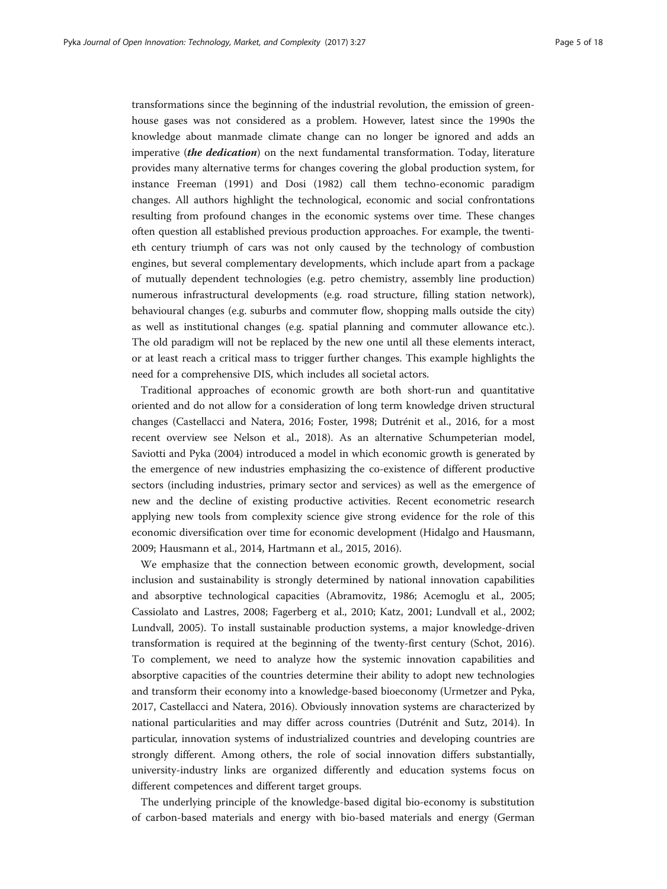transformations since the beginning of the industrial revolution, the emission of greenhouse gases was not considered as a problem. However, latest since the 1990s the knowledge about manmade climate change can no longer be ignored and adds an imperative (***the dedication***) on the next fundamental transformation. Today, literature provides many alternative terms for changes covering the global production system, for instance Freeman (1991) and Dosi (1982) call them techno-economic paradigm changes. All authors highlight the technological, economic and social confrontations resulting from profound changes in the economic systems over time. These changes often question all established previous production approaches. For example, the twentieth century triumph of cars was not only caused by the technology of combustion engines, but several complementary developments, which include apart from a package of mutually dependent technologies (e.g. petro chemistry, assembly line production) numerous infrastructural developments (e.g. road structure, filling station network), behavioural changes (e.g. suburbs and commuter flow, shopping malls outside the city) as well as institutional changes (e.g. spatial planning and commuter allowance etc.). The old paradigm will not be replaced by the new one until all these elements interact, or at least reach a critical mass to trigger further changes. This example highlights the need for a comprehensive DIS, which includes all societal actors.

Traditional approaches of economic growth are both short-run and quantitative oriented and do not allow for a consideration of long term knowledge driven structural changes (Castellacci and Natera, 2016; Foster, 1998; Dutrénit et al., 2016, for a most recent overview see Nelson et al., 2018). As an alternative Schumpeterian model, Saviotti and Pyka (2004) introduced a model in which economic growth is generated by the emergence of new industries emphasizing the co-existence of different productive sectors (including industries, primary sector and services) as well as the emergence of new and the decline of existing productive activities. Recent econometric research applying new tools from complexity science give strong evidence for the role of this economic diversification over time for economic development (Hidalgo and Hausmann, 2009; Hausmann et al., 2014, Hartmann et al., 2015, 2016).

We emphasize that the connection between economic growth, development, social inclusion and sustainability is strongly determined by national innovation capabilities and absorptive technological capacities (Abramovitz, 1986; Acemoglu et al., 2005; Cassiolato and Lastres, 2008; Fagerberg et al., 2010; Katz, 2001; Lundvall et al., 2002; Lundvall, 2005). To install sustainable production systems, a major knowledge-driven transformation is required at the beginning of the twenty-first century (Schot, 2016). To complement, we need to analyze how the systemic innovation capabilities and absorptive capacities of the countries determine their ability to adopt new technologies and transform their economy into a knowledge-based bioeconomy (Urmetzer and Pyka, 2017, Castellacci and Natera, 2016). Obviously innovation systems are characterized by national particularities and may differ across countries (Dutrénit and Sutz, 2014). In particular, innovation systems of industrialized countries and developing countries are strongly different. Among others, the role of social innovation differs substantially, university-industry links are organized differently and education systems focus on different competences and different target groups.

The underlying principle of the knowledge-based digital bio-economy is substitution of carbon-based materials and energy with bio-based materials and energy (German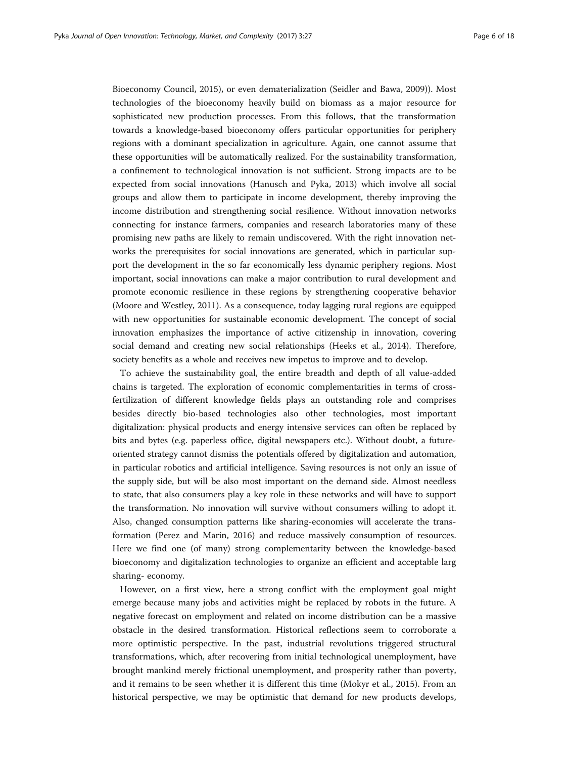Bioeconomy Council, 2015), or even dematerialization (Seidler and Bawa, 2009)). Most technologies of the bioeconomy heavily build on biomass as a major resource for sophisticated new production processes. From this follows, that the transformation towards a knowledge-based bioeconomy offers particular opportunities for periphery regions with a dominant specialization in agriculture. Again, one cannot assume that these opportunities will be automatically realized. For the sustainability transformation, a confinement to technological innovation is not sufficient. Strong impacts are to be expected from social innovations (Hanusch and Pyka, 2013) which involve all social groups and allow them to participate in income development, thereby improving the income distribution and strengthening social resilience. Without innovation networks connecting for instance farmers, companies and research laboratories many of these promising new paths are likely to remain undiscovered. With the right innovation networks the prerequisites for social innovations are generated, which in particular support the development in the so far economically less dynamic periphery regions. Most important, social innovations can make a major contribution to rural development and promote economic resilience in these regions by strengthening cooperative behavior (Moore and Westley, 2011). As a consequence, today lagging rural regions are equipped with new opportunities for sustainable economic development. The concept of social innovation emphasizes the importance of active citizenship in innovation, covering social demand and creating new social relationships (Heeks et al., 2014). Therefore, society benefits as a whole and receives new impetus to improve and to develop.

To achieve the sustainability goal, the entire breadth and depth of all value-added chains is targeted. The exploration of economic complementarities in terms of cross-fertilization of different knowledge fields plays an outstanding role and comprises besides directly bio-based technologies also other technologies, most important digitalization: physical products and energy intensive services can often be replaced by bits and bytes (e.g. paperless office, digital newspapers etc.). Without doubt, a future-oriented strategy cannot dismiss the potentials offered by digitalization and automation, in particular robotics and artificial intelligence. Saving resources is not only an issue of the supply side, but will be also most important on the demand side. Almost needless to state, that also consumers play a key role in these networks and will have to support the transformation. No innovation will survive without consumers willing to adopt it. Also, changed consumption patterns like sharing-economies will accelerate the transformation (Perez and Marin, 2016) and reduce massively consumption of resources. Here we find one (of many) strong complementarity between the knowledge-based bioeconomy and digitalization technologies to organize an efficient and acceptable larg sharing- economy.

However, on a first view, here a strong conflict with the employment goal might emerge because many jobs and activities might be replaced by robots in the future. A negative forecast on employment and related on income distribution can be a massive obstacle in the desired transformation. Historical reflections seem to corroborate a more optimistic perspective. In the past, industrial revolutions triggered structural transformations, which, after recovering from initial technological unemployment, have brought mankind merely frictional unemployment, and prosperity rather than poverty, and it remains to be seen whether it is different this time (Mokyr et al., 2015). From an historical perspective, we may be optimistic that demand for new products develops,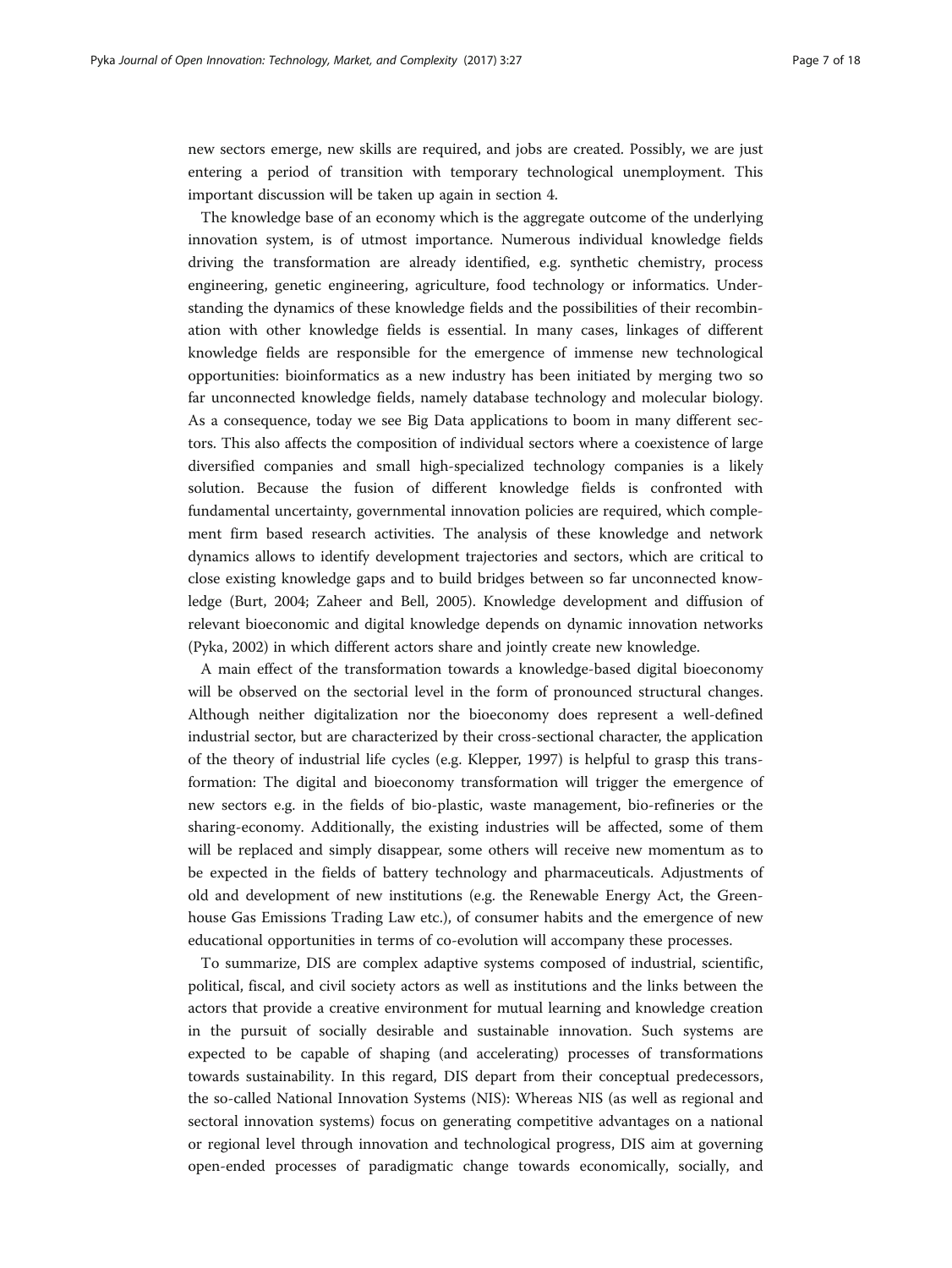new sectors emerge, new skills are required, and jobs are created. Possibly, we are just entering a period of transition with temporary technological unemployment. This important discussion will be taken up again in section 4.

The knowledge base of an economy which is the aggregate outcome of the underlying innovation system, is of utmost importance. Numerous individual knowledge fields driving the transformation are already identified, e.g. synthetic chemistry, process engineering, genetic engineering, agriculture, food technology or informatics. Understanding the dynamics of these knowledge fields and the possibilities of their recombination with other knowledge fields is essential. In many cases, linkages of different knowledge fields are responsible for the emergence of immense new technological opportunities: bioinformatics as a new industry has been initiated by merging two so far unconnected knowledge fields, namely database technology and molecular biology. As a consequence, today we see Big Data applications to boom in many different sectors. This also affects the composition of individual sectors where a coexistence of large diversified companies and small high-specialized technology companies is a likely solution. Because the fusion of different knowledge fields is confronted with fundamental uncertainty, governmental innovation policies are required, which complement firm based research activities. The analysis of these knowledge and network dynamics allows to identify development trajectories and sectors, which are critical to close existing knowledge gaps and to build bridges between so far unconnected knowledge (Burt, 2004; Zaheer and Bell, 2005). Knowledge development and diffusion of relevant bioeconomic and digital knowledge depends on dynamic innovation networks (Pyka, 2002) in which different actors share and jointly create new knowledge.

A main effect of the transformation towards a knowledge-based digital bioeconomy will be observed on the sectorial level in the form of pronounced structural changes. Although neither digitalization nor the bioeconomy does represent a well-defined industrial sector, but are characterized by their cross-sectional character, the application of the theory of industrial life cycles (e.g. Klepper, 1997) is helpful to grasp this transformation: The digital and bioeconomy transformation will trigger the emergence of new sectors e.g. in the fields of bio-plastic, waste management, bio-refineries or the sharing-economy. Additionally, the existing industries will be affected, some of them will be replaced and simply disappear, some others will receive new momentum as to be expected in the fields of battery technology and pharmaceuticals. Adjustments of old and development of new institutions (e.g. the Renewable Energy Act, the Greenhouse Gas Emissions Trading Law etc.), of consumer habits and the emergence of new educational opportunities in terms of co-evolution will accompany these processes.

To summarize, DIS are complex adaptive systems composed of industrial, scientific, political, fiscal, and civil society actors as well as institutions and the links between the actors that provide a creative environment for mutual learning and knowledge creation in the pursuit of socially desirable and sustainable innovation. Such systems are expected to be capable of shaping (and accelerating) processes of transformations towards sustainability. In this regard, DIS depart from their conceptual predecessors, the so-called National Innovation Systems (NIS): Whereas NIS (as well as regional and sectoral innovation systems) focus on generating competitive advantages on a national or regional level through innovation and technological progress, DIS aim at governing open-ended processes of paradigmatic change towards economically, socially, and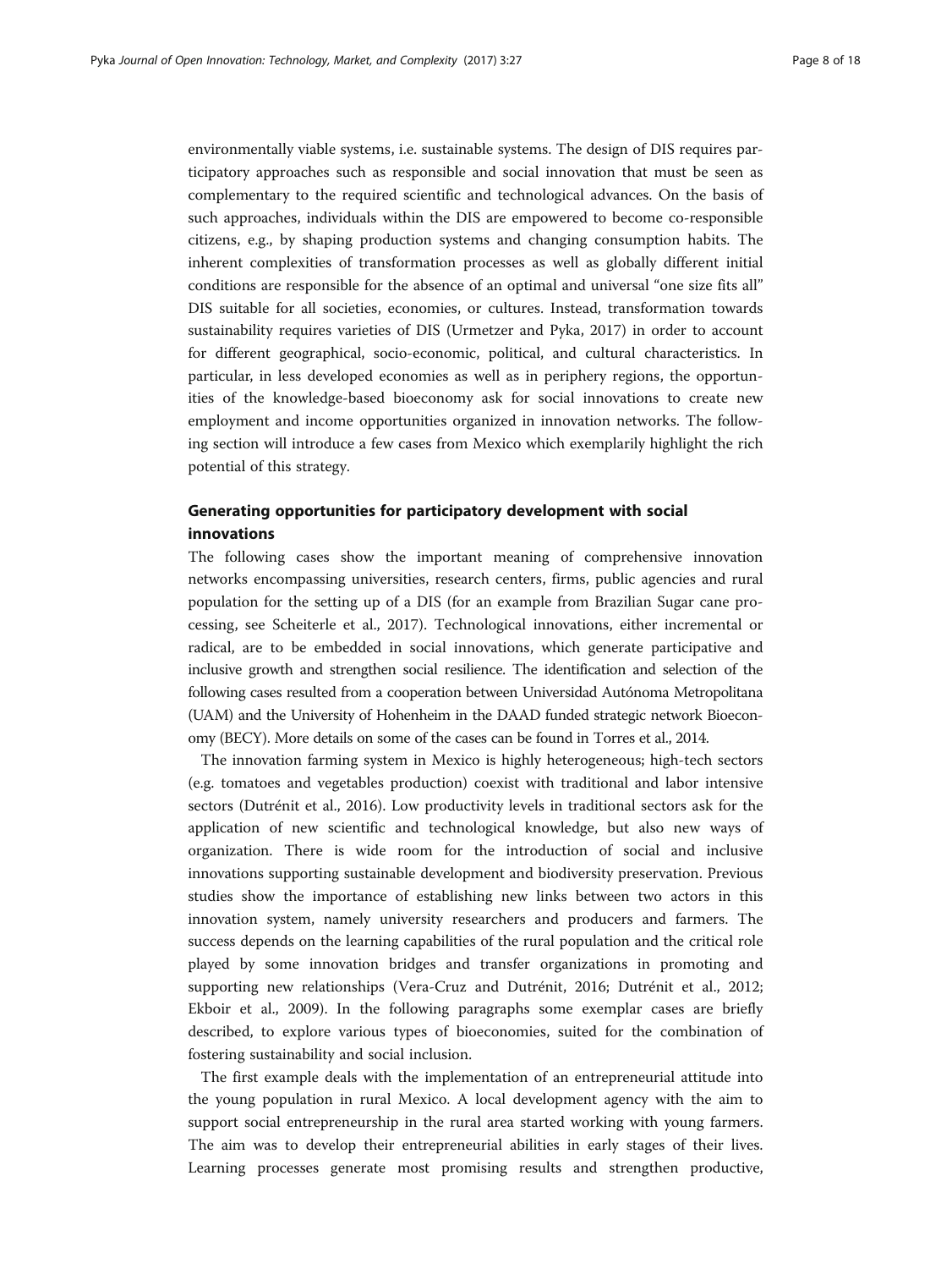environmentally viable systems, i.e. sustainable systems. The design of DIS requires participatory approaches such as responsible and social innovation that must be seen as complementary to the required scientific and technological advances. On the basis of such approaches, individuals within the DIS are empowered to become co-responsible citizens, e.g., by shaping production systems and changing consumption habits. The inherent complexities of transformation processes as well as globally different initial conditions are responsible for the absence of an optimal and universal "one size fits all" DIS suitable for all societies, economies, or cultures. Instead, transformation towards sustainability requires varieties of DIS (Urmetzer and Pyka, 2017) in order to account for different geographical, socio-economic, political, and cultural characteristics. In particular, in less developed economies as well as in periphery regions, the opportunities of the knowledge-based bioeconomy ask for social innovations to create new employment and income opportunities organized in innovation networks. The following section will introduce a few cases from Mexico which exemplarily highlight the rich potential of this strategy.

## Generating opportunities for participatory development with social innovations

The following cases show the important meaning of comprehensive innovation networks encompassing universities, research centers, firms, public agencies and rural population for the setting up of a DIS (for an example from Brazilian Sugar cane processing, see Scheiterle et al., 2017). Technological innovations, either incremental or radical, are to be embedded in social innovations, which generate participative and inclusive growth and strengthen social resilience. The identification and selection of the following cases resulted from a cooperation between Universidad Autónoma Metropolitana (UAM) and the University of Hohenheim in the DAAD funded strategic network Bioeconomy (BECY). More details on some of the cases can be found in Torres et al., 2014.

The innovation farming system in Mexico is highly heterogeneous; high-tech sectors (e.g. tomatoes and vegetables production) coexist with traditional and labor intensive sectors (Dutrénit et al., 2016). Low productivity levels in traditional sectors ask for the application of new scientific and technological knowledge, but also new ways of organization. There is wide room for the introduction of social and inclusive innovations supporting sustainable development and biodiversity preservation. Previous studies show the importance of establishing new links between two actors in this innovation system, namely university researchers and producers and farmers. The success depends on the learning capabilities of the rural population and the critical role played by some innovation bridges and transfer organizations in promoting and supporting new relationships (Vera-Cruz and Dutrénit, 2016; Dutrénit et al., 2012; Ekboir et al., 2009). In the following paragraphs some exemplar cases are briefly described, to explore various types of bioeconomies, suited for the combination of fostering sustainability and social inclusion.

The first example deals with the implementation of an entrepreneurial attitude into the young population in rural Mexico. A local development agency with the aim to support social entrepreneurship in the rural area started working with young farmers. The aim was to develop their entrepreneurial abilities in early stages of their lives. Learning processes generate most promising results and strengthen productive,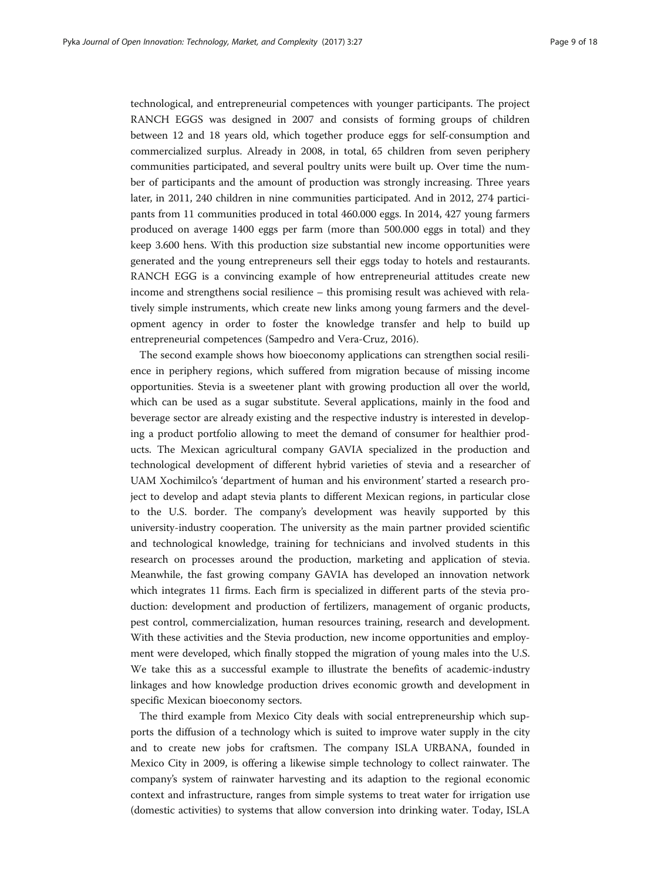technological, and entrepreneurial competences with younger participants. The project RANCH EGGS was designed in 2007 and consists of forming groups of children between 12 and 18 years old, which together produce eggs for self-consumption and commercialized surplus. Already in 2008, in total, 65 children from seven periphery communities participated, and several poultry units were built up. Over time the number of participants and the amount of production was strongly increasing. Three years later, in 2011, 240 children in nine communities participated. And in 2012, 274 participants from 11 communities produced in total 460.000 eggs. In 2014, 427 young farmers produced on average 1400 eggs per farm (more than 500.000 eggs in total) and they keep 3.600 hens. With this production size substantial new income opportunities were generated and the young entrepreneurs sell their eggs today to hotels and restaurants. RANCH EGG is a convincing example of how entrepreneurial attitudes create new income and strengthens social resilience – this promising result was achieved with relatively simple instruments, which create new links among young farmers and the development agency in order to foster the knowledge transfer and help to build up entrepreneurial competences (Sampedro and Vera-Cruz, 2016).

The second example shows how bioeconomy applications can strengthen social resilience in periphery regions, which suffered from migration because of missing income opportunities. Stevia is a sweetener plant with growing production all over the world, which can be used as a sugar substitute. Several applications, mainly in the food and beverage sector are already existing and the respective industry is interested in developing a product portfolio allowing to meet the demand of consumer for healthier products. The Mexican agricultural company GAVIA specialized in the production and technological development of different hybrid varieties of stevia and a researcher of UAM Xochimilco's 'department of human and his environment' started a research project to develop and adapt stevia plants to different Mexican regions, in particular close to the U.S. border. The company's development was heavily supported by this university-industry cooperation. The university as the main partner provided scientific and technological knowledge, training for technicians and involved students in this research on processes around the production, marketing and application of stevia. Meanwhile, the fast growing company GAVIA has developed an innovation network which integrates 11 firms. Each firm is specialized in different parts of the stevia production: development and production of fertilizers, management of organic products, pest control, commercialization, human resources training, research and development. With these activities and the Stevia production, new income opportunities and employment were developed, which finally stopped the migration of young males into the U.S. We take this as a successful example to illustrate the benefits of academic-industry linkages and how knowledge production drives economic growth and development in specific Mexican bioeconomy sectors.

The third example from Mexico City deals with social entrepreneurship which supports the diffusion of a technology which is suited to improve water supply in the city and to create new jobs for craftsmen. The company ISLA URBANA, founded in Mexico City in 2009, is offering a likewise simple technology to collect rainwater. The company's system of rainwater harvesting and its adaption to the regional economic context and infrastructure, ranges from simple systems to treat water for irrigation use (domestic activities) to systems that allow conversion into drinking water. Today, ISLA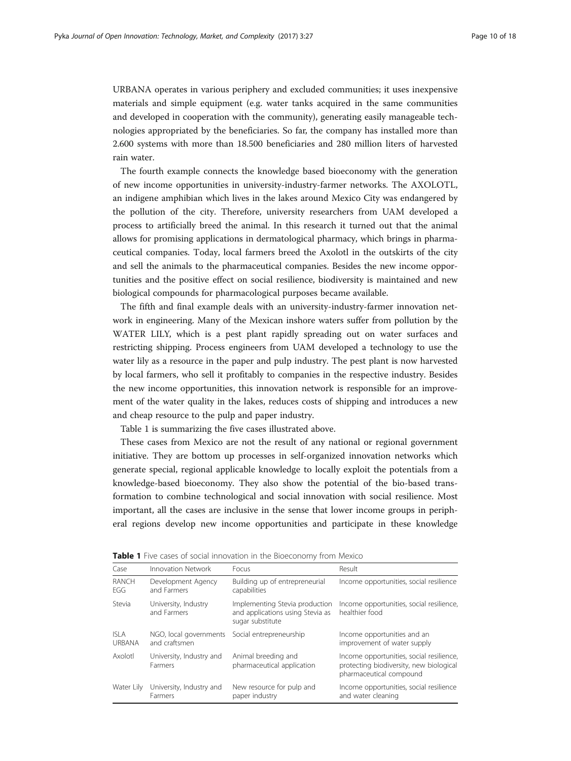URBANA operates in various periphery and excluded communities; it uses inexpensive materials and simple equipment (e.g. water tanks acquired in the same communities and developed in cooperation with the community), generating easily manageable technologies appropriated by the beneficiaries. So far, the company has installed more than 2.600 systems with more than 18.500 beneficiaries and 280 million liters of harvested rain water.

The fourth example connects the knowledge based bioeconomy with the generation of new income opportunities in university-industry-farmer networks. The AXOLOTL, an indigene amphibian which lives in the lakes around Mexico City was endangered by the pollution of the city. Therefore, university researchers from UAM developed a process to artificially breed the animal. In this research it turned out that the animal allows for promising applications in dermatological pharmacy, which brings in pharmaceutical companies. Today, local farmers breed the Axolotl in the outskirts of the city and sell the animals to the pharmaceutical companies. Besides the new income opportunities and the positive effect on social resilience, biodiversity is maintained and new biological compounds for pharmacological purposes became available.

The fifth and final example deals with an university-industry-farmer innovation network in engineering. Many of the Mexican inshore waters suffer from pollution by the WATER LILY, which is a pest plant rapidly spreading out on water surfaces and restricting shipping. Process engineers from UAM developed a technology to use the water lily as a resource in the paper and pulp industry. The pest plant is now harvested by local farmers, who sell it profitably to companies in the respective industry. Besides the new income opportunities, this innovation network is responsible for an improvement of the water quality in the lakes, reduces costs of shipping and introduces a new and cheap resource to the pulp and paper industry.

Table 1 is summarizing the five cases illustrated above.

These cases from Mexico are not the result of any national or regional government initiative. They are bottom up processes in self-organized innovation networks which generate special, regional applicable knowledge to locally exploit the potentials from a knowledge-based bioeconomy. They also show the potential of the bio-based transformation to combine technological and social innovation with social resilience. Most important, all the cases are inclusive in the sense that lower income groups in peripheral regions develop new income opportunities and participate in these knowledge

**Table 1** Five cases of social innovation in the Bioeconomy from Mexico

| Case | Innovation Network | Focus | Result |
|---|---|---|---|
| RANCH EGG | Development Agency and Farmers | Building up of entrepreneurial capabilities | Income opportunities, social resilience |
| Stevia | University, Industry and Farmers | Implementing Stevia production and applications using Stevia as sugar substitute | Income opportunities, social resilience, healthier food |
| ISLA URBANA | NGO, local governments and craftsmen | Social entrepreneurship | Income opportunities and an improvement of water supply |
| Axolotl | University, Industry and Farmers | Animal breeding and pharmaceutical application | Income opportunities, social resilience, protecting biodiversity, new biological pharmaceutical compound |
| Water Lily | University, Industry and Farmers | New resource for pulp and paper industry | Income opportunities, social resilience and water cleaning |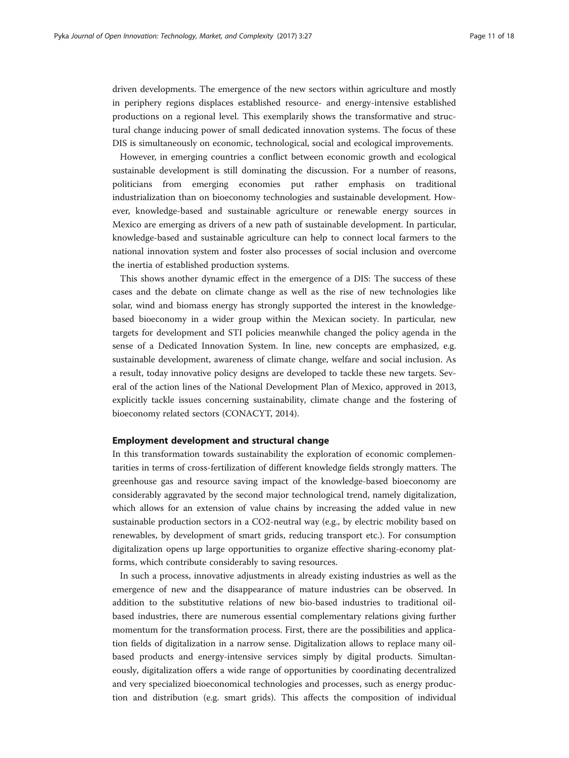driven developments. The emergence of the new sectors within agriculture and mostly in periphery regions displaces established resource- and energy-intensive established productions on a regional level. This exemplarily shows the transformative and structural change inducing power of small dedicated innovation systems. The focus of these DIS is simultaneously on economic, technological, social and ecological improvements.

However, in emerging countries a conflict between economic growth and ecological sustainable development is still dominating the discussion. For a number of reasons, politicians from emerging economies put rather emphasis on traditional industrialization than on bioeconomy technologies and sustainable development. However, knowledge-based and sustainable agriculture or renewable energy sources in Mexico are emerging as drivers of a new path of sustainable development. In particular, knowledge-based and sustainable agriculture can help to connect local farmers to the national innovation system and foster also processes of social inclusion and overcome the inertia of established production systems.

This shows another dynamic effect in the emergence of a DIS: The success of these cases and the debate on climate change as well as the rise of new technologies like solar, wind and biomass energy has strongly supported the interest in the knowledge-based bioeconomy in a wider group within the Mexican society. In particular, new targets for development and STI policies meanwhile changed the policy agenda in the sense of a Dedicated Innovation System. In line, new concepts are emphasized, e.g. sustainable development, awareness of climate change, welfare and social inclusion. As a result, today innovative policy designs are developed to tackle these new targets. Several of the action lines of the National Development Plan of Mexico, approved in 2013, explicitly tackle issues concerning sustainability, climate change and the fostering of bioeconomy related sectors (CONACYT, 2014).

## Employment development and structural change

In this transformation towards sustainability the exploration of economic complementarities in terms of cross-fertilization of different knowledge fields strongly matters. The greenhouse gas and resource saving impact of the knowledge-based bioeconomy are considerably aggravated by the second major technological trend, namely digitalization, which allows for an extension of value chains by increasing the added value in new sustainable production sectors in a $CO_2$-neutral way (e.g., by electric mobility based on renewables, by development of smart grids, reducing transport etc.). For consumption digitalization opens up large opportunities to organize effective sharing-economy platforms, which contribute considerably to saving resources.

In such a process, innovative adjustments in already existing industries as well as the emergence of new and the disappearance of mature industries can be observed. In addition to the substitutive relations of new bio-based industries to traditional oil-based industries, there are numerous essential complementary relations giving further momentum for the transformation process. First, there are the possibilities and application fields of digitalization in a narrow sense. Digitalization allows to replace many oil-based products and energy-intensive services simply by digital products. Simultaneously, digitalization offers a wide range of opportunities by coordinating decentralized and very specialized bioeconomical technologies and processes, such as energy production and distribution (e.g. smart grids). This affects the composition of individual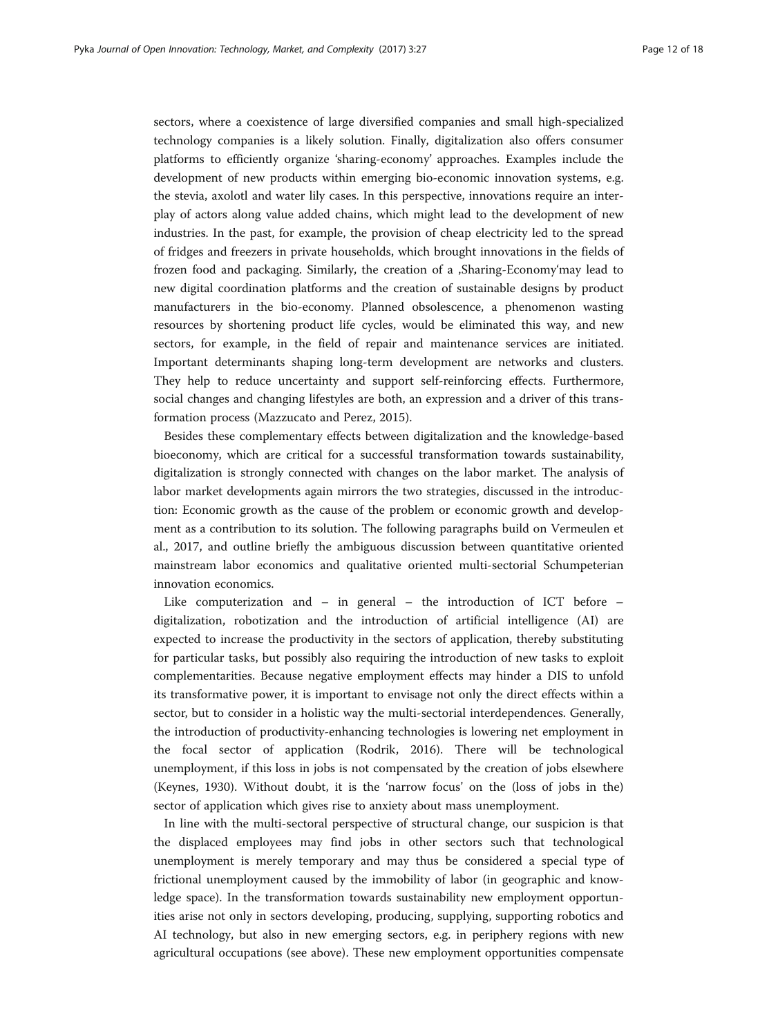sectors, where a coexistence of large diversified companies and small high-specialized technology companies is a likely solution. Finally, digitalization also offers consumer platforms to efficiently organize 'sharing-economy' approaches. Examples include the development of new products within emerging bio-economic innovation systems, e.g. the stevia, axolotl and water lily cases. In this perspective, innovations require an interplay of actors along value added chains, which might lead to the development of new industries. In the past, for example, the provision of cheap electricity led to the spread of fridges and freezers in private households, which brought innovations in the fields of frozen food and packaging. Similarly, the creation of a ‚Sharing-Economy'may lead to new digital coordination platforms and the creation of sustainable designs by product manufacturers in the bio-economy. Planned obsolescence, a phenomenon wasting resources by shortening product life cycles, would be eliminated this way, and new sectors, for example, in the field of repair and maintenance services are initiated. Important determinants shaping long-term development are networks and clusters. They help to reduce uncertainty and support self-reinforcing effects. Furthermore, social changes and changing lifestyles are both, an expression and a driver of this transformation process (Mazzucato and Perez, 2015).

Besides these complementary effects between digitalization and the knowledge-based bioeconomy, which are critical for a successful transformation towards sustainability, digitalization is strongly connected with changes on the labor market. The analysis of labor market developments again mirrors the two strategies, discussed in the introduction: Economic growth as the cause of the problem or economic growth and development as a contribution to its solution. The following paragraphs build on Vermeulen et al., 2017, and outline briefly the ambiguous discussion between quantitative oriented mainstream labor economics and qualitative oriented multi-sectorial Schumpeterian innovation economics.

Like computerization and – in general – the introduction of ICT before – digitalization, robotization and the introduction of artificial intelligence (AI) are expected to increase the productivity in the sectors of application, thereby substituting for particular tasks, but possibly also requiring the introduction of new tasks to exploit complementarities. Because negative employment effects may hinder a DIS to unfold its transformative power, it is important to envisage not only the direct effects within a sector, but to consider in a holistic way the multi-sectorial interdependences. Generally, the introduction of productivity-enhancing technologies is lowering net employment in the focal sector of application (Rodrik, 2016). There will be technological unemployment, if this loss in jobs is not compensated by the creation of jobs elsewhere (Keynes, 1930). Without doubt, it is the 'narrow focus' on the (loss of jobs in the) sector of application which gives rise to anxiety about mass unemployment.

In line with the multi-sectoral perspective of structural change, our suspicion is that the displaced employees may find jobs in other sectors such that technological unemployment is merely temporary and may thus be considered a special type of frictional unemployment caused by the immobility of labor (in geographic and knowledge space). In the transformation towards sustainability new employment opportunities arise not only in sectors developing, producing, supplying, supporting robotics and AI technology, but also in new emerging sectors, e.g. in periphery regions with new agricultural occupations (see above). These new employment opportunities compensate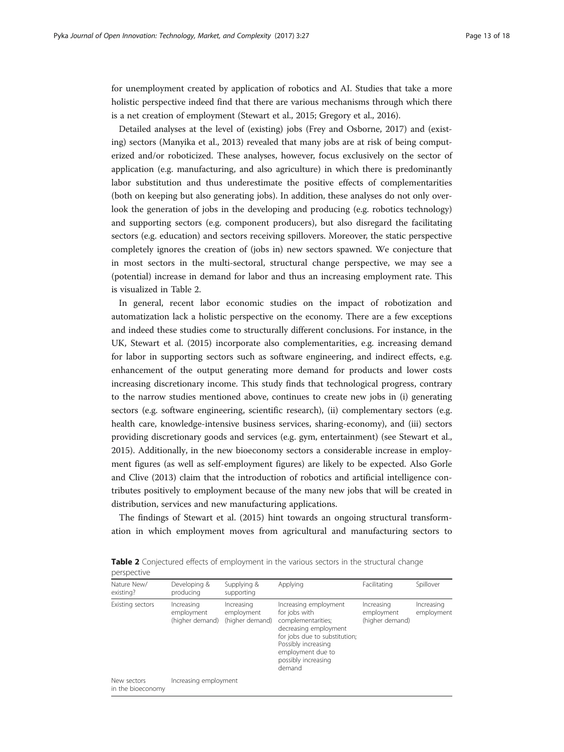for unemployment created by application of robotics and AI. Studies that take a more holistic perspective indeed find that there are various mechanisms through which there is a net creation of employment (Stewart et al., 2015; Gregory et al., 2016).

Detailed analyses at the level of (existing) jobs (Frey and Osborne, 2017) and (existing) sectors (Manyika et al., 2013) revealed that many jobs are at risk of being computerized and/or roboticized. These analyses, however, focus exclusively on the sector of application (e.g. manufacturing, and also agriculture) in which there is predominantly labor substitution and thus underestimate the positive effects of complementarities (both on keeping but also generating jobs). In addition, these analyses do not only overlook the generation of jobs in the developing and producing (e.g. robotics technology) and supporting sectors (e.g. component producers), but also disregard the facilitating sectors (e.g. education) and sectors receiving spillovers. Moreover, the static perspective completely ignores the creation of (jobs in) new sectors spawned. We conjecture that in most sectors in the multi-sectoral, structural change perspective, we may see a (potential) increase in demand for labor and thus an increasing employment rate. This is visualized in Table 2.

In general, recent labor economic studies on the impact of robotization and automatization lack a holistic perspective on the economy. There are a few exceptions and indeed these studies come to structurally different conclusions. For instance, in the UK, Stewart et al. (2015) incorporate also complementarities, e.g. increasing demand for labor in supporting sectors such as software engineering, and indirect effects, e.g. enhancement of the output generating more demand for products and lower costs increasing discretionary income. This study finds that technological progress, contrary to the narrow studies mentioned above, continues to create new jobs in (i) generating sectors (e.g. software engineering, scientific research), (ii) complementary sectors (e.g. health care, knowledge-intensive business services, sharing-economy), and (iii) sectors providing discretionary goods and services (e.g. gym, entertainment) (see Stewart et al., 2015). Additionally, in the new bioeconomy sectors a considerable increase in employment figures (as well as self-employment figures) are likely to be expected. Also Gorle and Clive (2013) claim that the introduction of robotics and artificial intelligence contributes positively to employment because of the many new jobs that will be created in distribution, services and new manufacturing applications.

The findings of Stewart et al. (2015) hint towards an ongoing structural transformation in which employment moves from agricultural and manufacturing sectors to

**Table 2** Conjectured effects of employment in the various sectors in the structural change perspective

| Nature New/existing? | Developing & producing | Supplying & supporting | Applying | Facilitating | Spillover |
|---|---|---|---|---|---|
| Existing sectors | Increasing employment (higher demand) | Increasing employment (higher demand) | Increasing employment for jobs with complementarities; decreasing employment for jobs due to substitution; Possibly increasing employment due to possibly increasing demand | Increasing employment (higher demand) | Increasing employment |
| New sectors in the bioeconomy | Increasing employment | | | | |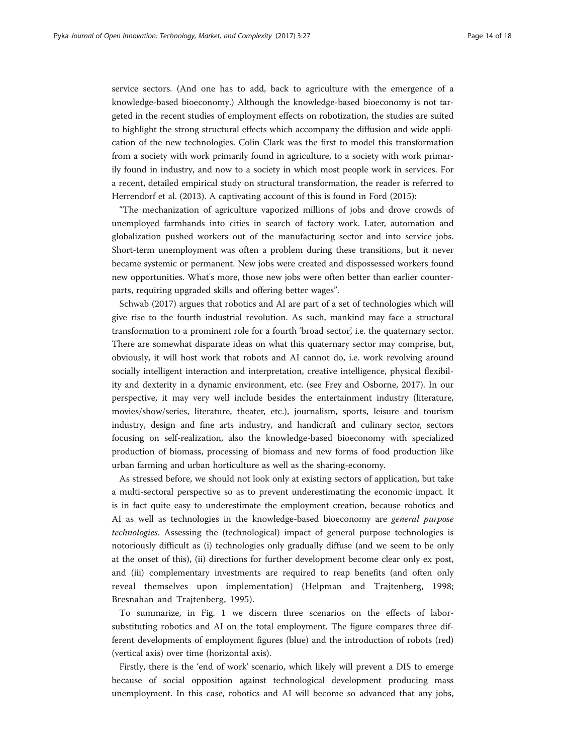service sectors. (And one has to add, back to agriculture with the emergence of a knowledge-based bioeconomy.) Although the knowledge-based bioeconomy is not targeted in the recent studies of employment effects on robotization, the studies are suited to highlight the strong structural effects which accompany the diffusion and wide application of the new technologies. Colin Clark was the first to model this transformation from a society with work primarily found in agriculture, to a society with work primarily found in industry, and now to a society in which most people work in services. For a recent, detailed empirical study on structural transformation, the reader is referred to Herrendorf et al. (2013). A captivating account of this is found in Ford (2015):

"The mechanization of agriculture vaporized millions of jobs and drove crowds of unemployed farmhands into cities in search of factory work. Later, automation and globalization pushed workers out of the manufacturing sector and into service jobs. Short-term unemployment was often a problem during these transitions, but it never became systemic or permanent. New jobs were created and dispossessed workers found new opportunities. What's more, those new jobs were often better than earlier counterparts, requiring upgraded skills and offering better wages".

Schwab (2017) argues that robotics and AI are part of a set of technologies which will give rise to the fourth industrial revolution. As such, mankind may face a structural transformation to a prominent role for a fourth 'broad sector', i.e. the quaternary sector. There are somewhat disparate ideas on what this quaternary sector may comprise, but, obviously, it will host work that robots and AI cannot do, i.e. work revolving around socially intelligent interaction and interpretation, creative intelligence, physical flexibility and dexterity in a dynamic environment, etc. (see Frey and Osborne, 2017). In our perspective, it may very well include besides the entertainment industry (literature, movies/show/series, literature, theater, etc.), journalism, sports, leisure and tourism industry, design and fine arts industry, and handicraft and culinary sector, sectors focusing on self-realization, also the knowledge-based bioeconomy with specialized production of biomass, processing of biomass and new forms of food production like urban farming and urban horticulture as well as the sharing-economy.

As stressed before, we should not look only at existing sectors of application, but take a multi-sectoral perspective so as to prevent underestimating the economic impact. It is in fact quite easy to underestimate the employment creation, because robotics and AI as well as technologies in the knowledge-based bioeconomy are *general purpose technologies*. Assessing the (technological) impact of general purpose technologies is notoriously difficult as (i) technologies only gradually diffuse (and we seem to be only at the onset of this), (ii) directions for further development become clear only ex post, and (iii) complementary investments are required to reap benefits (and often only reveal themselves upon implementation) (Helpman and Trajtenberg, 1998; Bresnahan and Trajtenberg, 1995).

To summarize, in Fig. 1 we discern three scenarios on the effects of labor-substituting robotics and AI on the total employment. The figure compares three different developments of employment figures (blue) and the introduction of robots (red) (vertical axis) over time (horizontal axis).

Firstly, there is the 'end of work' scenario, which likely will prevent a DIS to emerge because of social opposition against technological development producing mass unemployment. In this case, robotics and AI will become so advanced that any jobs,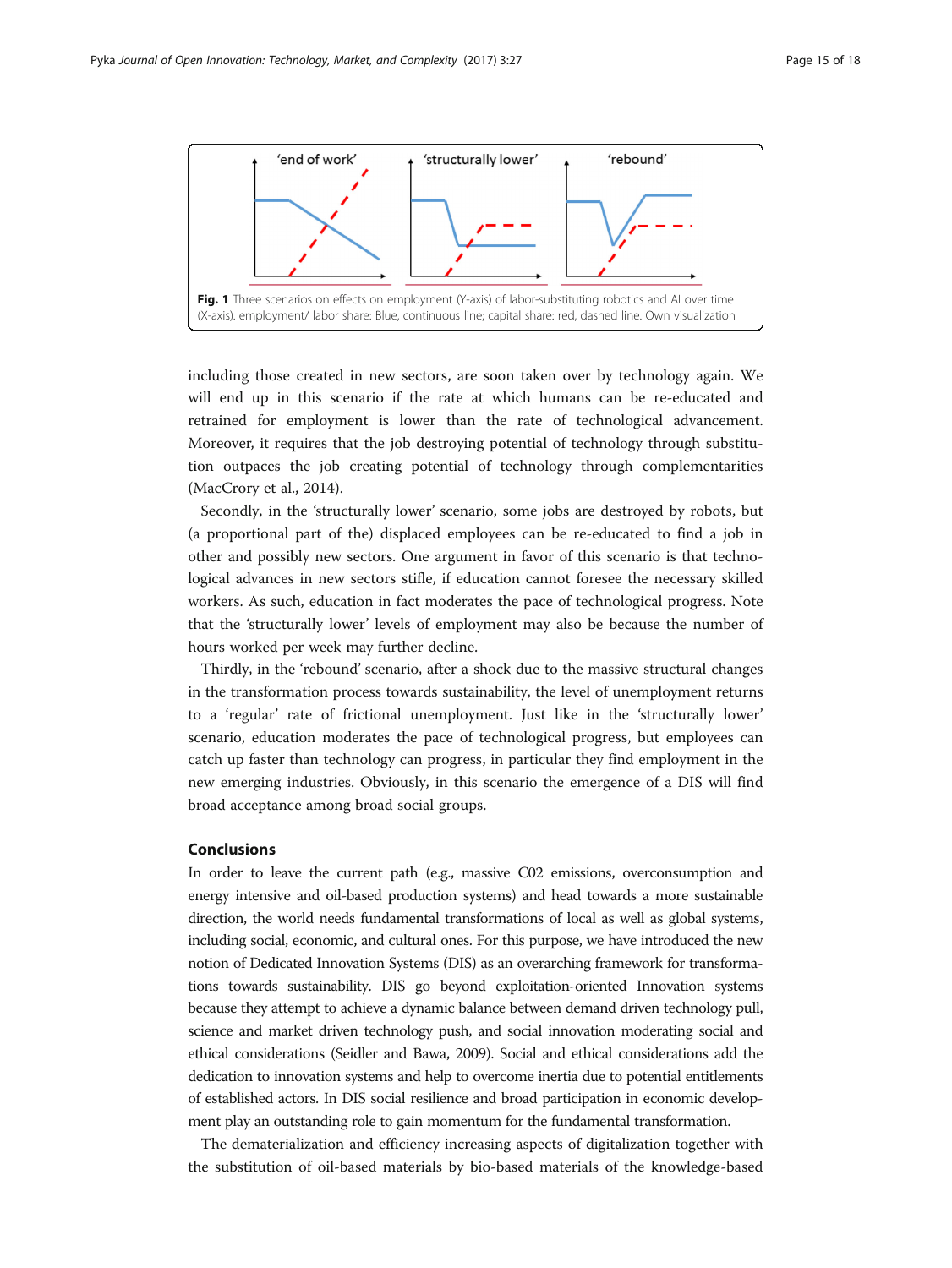**Fig. 1** Three scenarios on effects on employment (Y-axis) of labor-substituting robotics and AI over time (X-axis). employment/ labor share: Blue, continuous line; capital share: red, dashed line. Own visualization

including those created in new sectors, are soon taken over by technology again. We will end up in this scenario if the rate at which humans can be re-educated and retrained for employment is lower than the rate of technological advancement. Moreover, it requires that the job destroying potential of technology through substitution outpaces the job creating potential of technology through complementarities (MacCrory et al., 2014).

Secondly, in the 'structurally lower' scenario, some jobs are destroyed by robots, but (a proportional part of the) displaced employees can be re-educated to find a job in other and possibly new sectors. One argument in favor of this scenario is that technological advances in new sectors stifle, if education cannot foresee the necessary skilled workers. As such, education in fact moderates the pace of technological progress. Note that the 'structurally lower' levels of employment may also be because the number of hours worked per week may further decline.

Thirdly, in the 'rebound' scenario, after a shock due to the massive structural changes in the transformation process towards sustainability, the level of unemployment returns to a 'regular' rate of frictional unemployment. Just like in the 'structurally lower' scenario, education moderates the pace of technological progress, but employees can catch up faster than technology can progress, in particular they find employment in the new emerging industries. Obviously, in this scenario the emergence of a DIS will find broad acceptance among broad social groups.

## Conclusions

In order to leave the current path (e.g., massive C02 emissions, overconsumption and energy intensive and oil-based production systems) and head towards a more sustainable direction, the world needs fundamental transformations of local as well as global systems, including social, economic, and cultural ones. For this purpose, we have introduced the new notion of Dedicated Innovation Systems (DIS) as an overarching framework for transformations towards sustainability. DIS go beyond exploitation-oriented Innovation systems because they attempt to achieve a dynamic balance between demand driven technology pull, science and market driven technology push, and social innovation moderating social and ethical considerations (Seidler and Bawa, 2009). Social and ethical considerations add the dedication to innovation systems and help to overcome inertia due to potential entitlements of established actors. In DIS social resilience and broad participation in economic development play an outstanding role to gain momentum for the fundamental transformation.

The dematerialization and efficiency increasing aspects of digitalization together with the substitution of oil-based materials by bio-based materials of the knowledge-based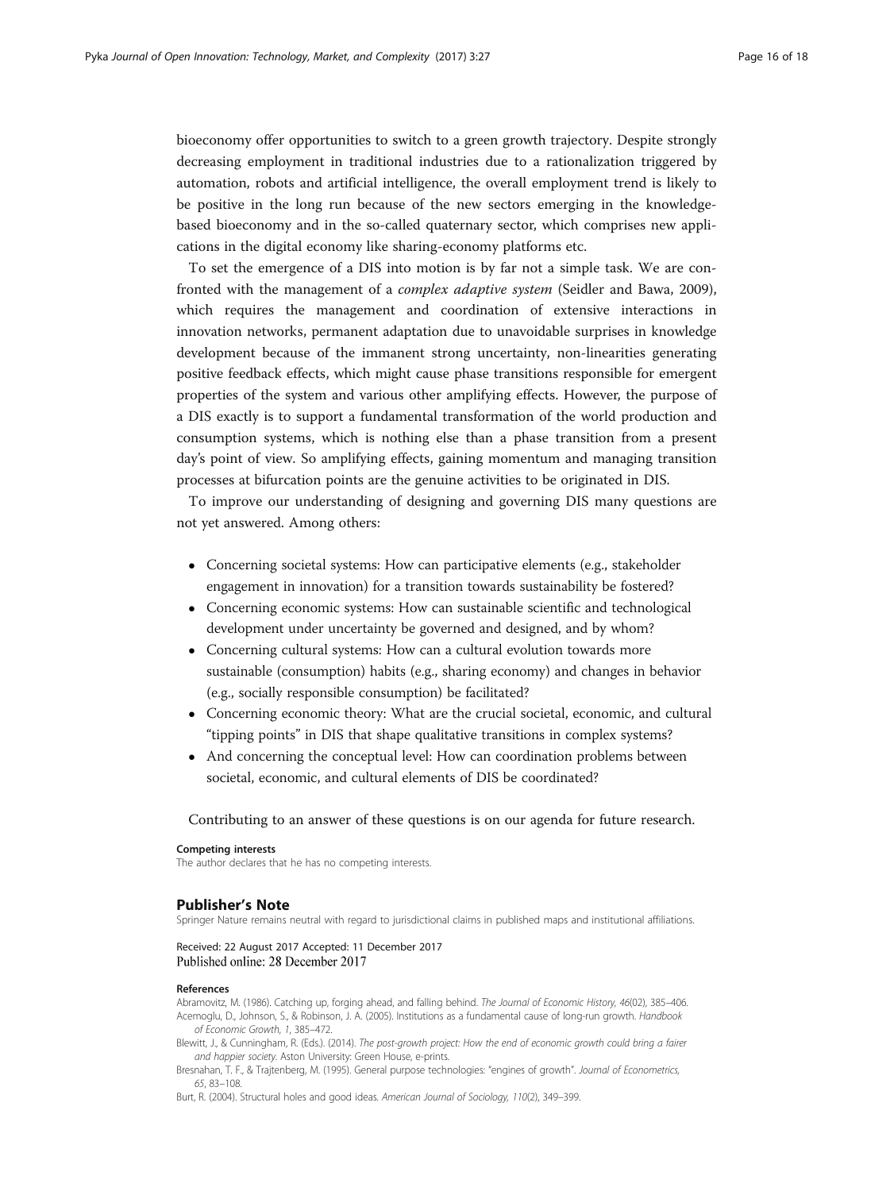bioeconomy offer opportunities to switch to a green growth trajectory. Despite strongly decreasing employment in traditional industries due to a rationalization triggered by automation, robots and artificial intelligence, the overall employment trend is likely to be positive in the long run because of the new sectors emerging in the knowledge-based bioeconomy and in the so-called quaternary sector, which comprises new applications in the digital economy like sharing-economy platforms etc.

To set the emergence of a DIS into motion is by far not a simple task. We are confronted with the management of a *complex adaptive system* (Seidler and Bawa, 2009), which requires the management and coordination of extensive interactions in innovation networks, permanent adaptation due to unavoidable surprises in knowledge development because of the immanent strong uncertainty, non-linearities generating positive feedback effects, which might cause phase transitions responsible for emergent properties of the system and various other amplifying effects. However, the purpose of a DIS exactly is to support a fundamental transformation of the world production and consumption systems, which is nothing else than a phase transition from a present day's point of view. So amplifying effects, gaining momentum and managing transition processes at bifurcation points are the genuine activities to be originated in DIS.

To improve our understanding of designing and governing DIS many questions are not yet answered. Among others:

- Concerning societal systems: How can participative elements (e.g., stakeholder engagement in innovation) for a transition towards sustainability be fostered?
- Concerning economic systems: How can sustainable scientific and technological development under uncertainty be governed and designed, and by whom?
- Concerning cultural systems: How can a cultural evolution towards more sustainable (consumption) habits (e.g., sharing economy) and changes in behavior (e.g., socially responsible consumption) be facilitated?
- Concerning economic theory: What are the crucial societal, economic, and cultural "tipping points" in DIS that shape qualitative transitions in complex systems?
- And concerning the conceptual level: How can coordination problems between societal, economic, and cultural elements of DIS be coordinated?

Contributing to an answer of these questions is on our agenda for future research.

#### Competing interests

The author declares that he has no competing interests.

### Publisher's Note

Springer Nature remains neutral with regard to jurisdictional claims in published maps and institutional affiliations.

Received: 22 August 2017 Accepted: 11 December 2017
Published online: 28 December 2017

#### References

Abramovitz, M. (1986). Catching up, forging ahead, and falling behind. *The Journal of Economic History, 46*(02), 385–406.

Acemoglu, D., Johnson, S., & Robinson, J. A. (2005). Institutions as a fundamental cause of long-run growth. *Handbook of Economic Growth, 1*, 385–472.

Blewitt, J., & Cunningham, R. (Eds.). (2014). *The post-growth project: How the end of economic growth could bring a fairer and happier society*. Aston University: Green House, e-prints.

Bresnahan, T. F., & Trajtenberg, M. (1995). General purpose technologies: "engines of growth". *Journal of Econometrics, 65*, 83–108.

Burt, R. (2004). Structural holes and good ideas. *American Journal of Sociology, 110*(2), 349–399.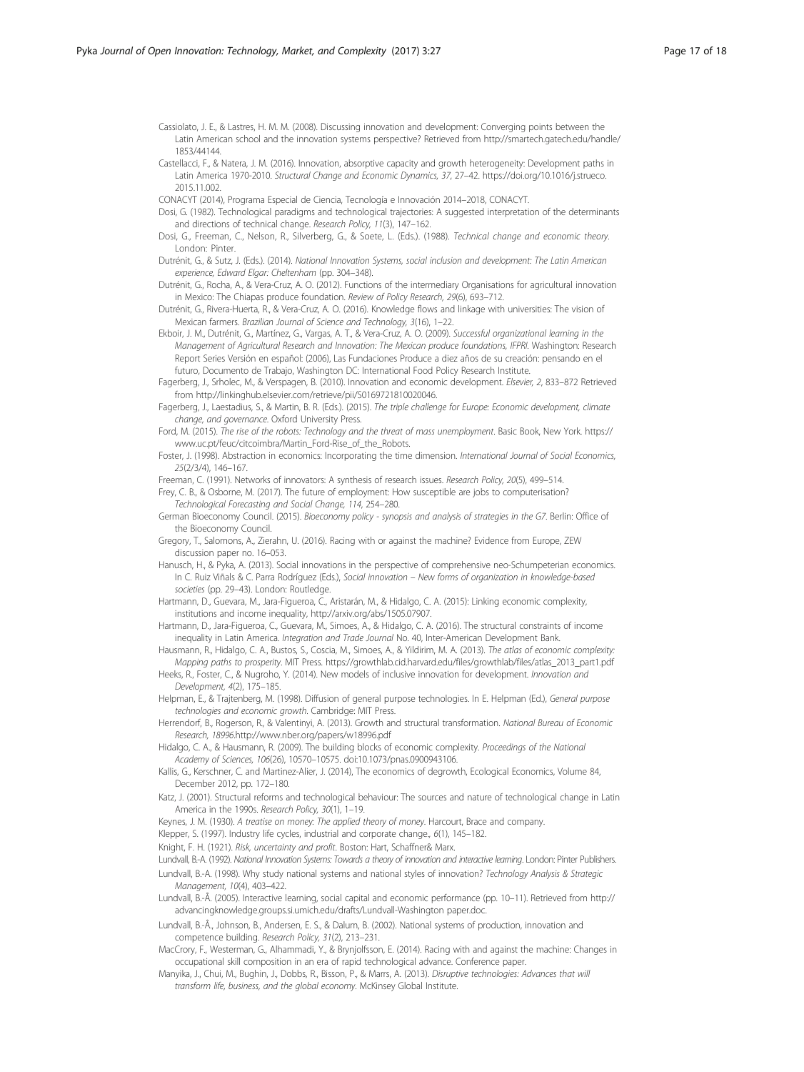Cassiolato, J. E., & Lastres, H. M. M. (2008). Discussing innovation and development: Converging points between the Latin American school and the innovation systems perspective? Retrieved from http://smartech.gatech.edu/handle/1853/44144.

Castellacci, F., & Natera, J. M. (2016). Innovation, absorptive capacity and growth heterogeneity: Development paths in Latin America 1970-2010. *Structural Change and Economic Dynamics, 37*, 27–42. https://doi.org/10.1016/j.strueco.2015.11.002.

CONACYT (2014), Programa Especial de Ciencia, Tecnología e Innovación 2014–2018, CONACYT.

Dosi, G. (1982). Technological paradigms and technological trajectories: A suggested interpretation of the determinants and directions of technical change. *Research Policy, 11*(3), 147–162.

Dosi, G., Freeman, C., Nelson, R., Silverberg, G., & Soete, L. (Eds.). (1988). *Technical change and economic theory*. London: Pinter.

Dutrénit, G., & Sutz, J. (Eds.). (2014). *National Innovation Systems, social inclusion and development: The Latin American experience, Edward Elgar: Cheltenham* (pp. 304–348).

Dutrénit, G., Rocha, A., & Vera-Cruz, A. O. (2012). Functions of the intermediary Organisations for agricultural innovation in Mexico: The Chiapas produce foundation. *Review of Policy Research, 29*(6), 693–712.

Dutrénit, G., Rivera-Huerta, R., & Vera-Cruz, A. O. (2016). Knowledge flows and linkage with universities: The vision of Mexican farmers. *Brazilian Journal of Science and Technology, 3*(16), 1–22.

Ekboir, J. M., Dutrénit, G., Martínez, G., Vargas, A. T., & Vera-Cruz, A. O. (2009). *Successful organizational learning in the Management of Agricultural Research and Innovation: The Mexican produce foundations, IFPRI*. Washington: Research Report Series Versión en español: (2006), Las Fundaciones Produce a diez años de su creación: pensando en el futuro, Documento de Trabajo, Washington DC: International Food Policy Research Institute.

Fagerberg, J., Srholec, M., & Verspagen, B. (2010). Innovation and economic development. *Elsevier, 2*, 833–872 Retrieved from http://linkinghub.elsevier.com/retrieve/pii/S0169721810020046.

Fagerberg, J., Laestadius, S., & Martin, B. R. (Eds.). (2015). *The triple challenge for Europe: Economic development, climate change, and governance*. Oxford University Press.

Ford, M. (2015). *The rise of the robots: Technology and the threat of mass unemployment*. Basic Book, New York. https://www.uc.pt/feuc/citcoimbra/Martin_Ford-Rise_of_the_Robots.

Foster, J. (1998). Abstraction in economics: Incorporating the time dimension. *International Journal of Social Economics, 25*(2/3/4), 146–167.

Freeman, C. (1991). Networks of innovators: A synthesis of research issues. *Research Policy, 20*(5), 499–514.

Frey, C. B., & Osborne, M. (2017). The future of employment: How susceptible are jobs to computerisation? *Technological Forecasting and Social Change, 114*, 254–280.

German Bioeconomy Council. (2015). *Bioeconomy policy - synopsis and analysis of strategies in the G7*. Berlin: Office of the Bioeconomy Council.

Gregory, T., Salomons, A., Zierahn, U. (2016). Racing with or against the machine? Evidence from Europe, ZEW discussion paper no. 16–053.

Hanusch, H., & Pyka, A. (2013). Social innovations in the perspective of comprehensive neo-Schumpeterian economics. In C. Ruiz Viñals & C. Parra Rodríguez (Eds.), *Social innovation – New forms of organization in knowledge-based societies* (pp. 29–43). London: Routledge.

Hartmann, D., Guevara, M., Jara-Figueroa, C., Aristarán, M., & Hidalgo, C. A. (2015): Linking economic complexity, institutions and income inequality, http://arxiv.org/abs/1505.07907.

Hartmann, D., Jara-Figueroa, C., Guevara, M., Simoes, A., & Hidalgo, C. A. (2016). The structural constraints of income inequality in Latin America. *Integration and Trade Journal* No. 40, Inter-American Development Bank.

Hausmann, R., Hidalgo, C. A., Bustos, S., Coscia, M., Simoes, A., & Yildirim, M. A. (2013). *The atlas of economic complexity: Mapping paths to prosperity*. MIT Press. https://growthlab.cid.harvard.edu/files/growthlab/files/atlas_2013_part1.pdf

Heeks, R., Foster, C., & Nugroho, Y. (2014). New models of inclusive innovation for development. *Innovation and Development, 4*(2), 175–185.

Helpman, E., & Trajtenberg, M. (1998). Diffusion of general purpose technologies. In E. Helpman (Ed.), *General purpose technologies and economic growth*. Cambridge: MIT Press.

Herrendorf, B., Rogerson, R., & Valentinyi, A. (2013). Growth and structural transformation. *National Bureau of Economic Research, 18996*.http://www.nber.org/papers/w18996.pdf

Hidalgo, C. A., & Hausmann, R. (2009). The building blocks of economic complexity. *Proceedings of the National Academy of Sciences, 106*(26), 10570–10575. doi:10.1073/pnas.0900943106.

Kallis, G., Kerschner, C. and Martinez-Alier, J. (2014), The economics of degrowth, Ecological Economics, Volume 84, December 2012, pp. 172–180.

Katz, J. (2001). Structural reforms and technological behaviour: The sources and nature of technological change in Latin America in the 1990s. *Research Policy, 30*(1), 1–19.

Keynes, J. M. (1930). *A treatise on money: The applied theory of money*. Harcourt, Brace and company.

Klepper, S. (1997). Industry life cycles, industrial and corporate change., *6*(1), 145–182.

Knight, F. H. (1921). *Risk, uncertainty and profit*. Boston: Hart, Schaffner& Marx.

Lundvall, B.-A. (1992). *National Innovation Systems: Towards a theory of innovation and interactive learning*. London: Pinter Publishers.

Lundvall, B.-A. (1998). Why study national systems and national styles of innovation? *Technology Analysis & Strategic Management, 10*(4), 403–422.

Lundvall, B.-Å. (2005). Interactive learning, social capital and economic performance (pp. 10–11). Retrieved from http://advancingknowledge.groups.si.umich.edu/drafts/Lundvall-Washington paper.doc.

Lundvall, B.-Å., Johnson, B., Andersen, E. S., & Dalum, B. (2002). National systems of production, innovation and competence building. *Research Policy, 31*(2), 213–231.

MacCrory, F., Westerman, G., Alhammadi, Y., & Brynjolfsson, E. (2014). Racing with and against the machine: Changes in occupational skill composition in an era of rapid technological advance. Conference paper.

Manyika, J., Chui, M., Bughin, J., Dobbs, R., Bisson, P., & Marrs, A. (2013). *Disruptive technologies: Advances that will transform life, business, and the global economy*. McKinsey Global Institute.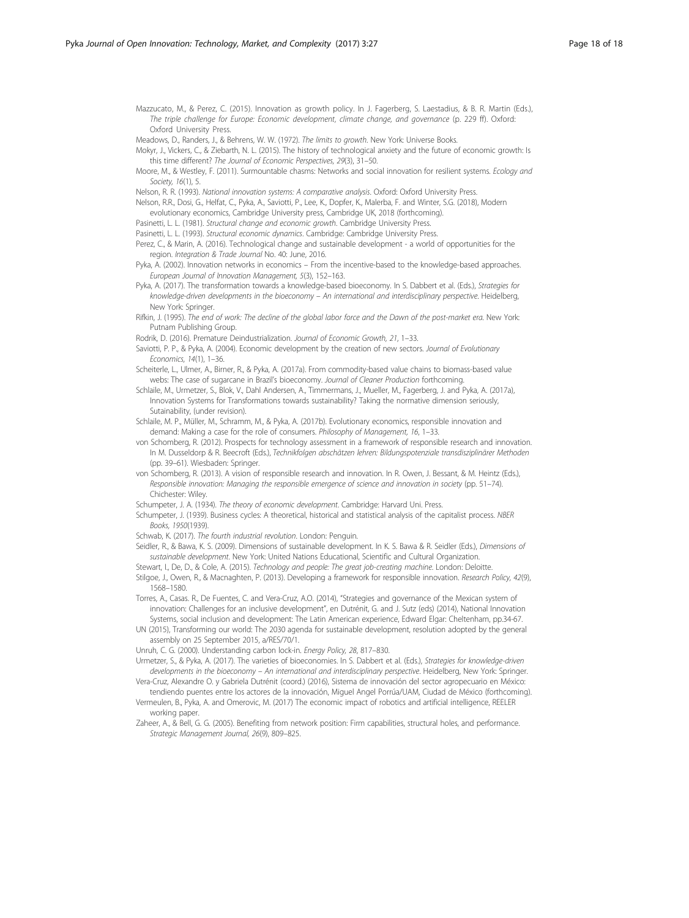Mazzucato, M., & Perez, C. (2015). Innovation as growth policy. In J. Fagerberg, S. Laestadius, & B. R. Martin (Eds.), *The triple challenge for Europe: Economic development, climate change, and governance* (p. 229 ff). Oxford: Oxford University Press.

Meadows, D., Randers, J., & Behrens, W. W. (1972). *The limits to growth*. New York: Universe Books.

Mokyr, J., Vickers, C., & Ziebarth, N. L. (2015). The history of technological anxiety and the future of economic growth: Is this time different? *The Journal of Economic Perspectives, 29*(3), 31–50.

Moore, M., & Westley, F. (2011). Surmountable chasms: Networks and social innovation for resilient systems. *Ecology and Society, 16*(1), 5.

Nelson, R. R. (1993). *National innovation systems: A comparative analysis*. Oxford: Oxford University Press.

Nelson, R.R., Dosi, G., Helfat, C., Pyka, A., Saviotti, P., Lee, K., Dopfer, K., Malerba, F. and Winter, S.G. (2018), Modern evolutionary economics, Cambridge University press, Cambridge UK, 2018 (forthcoming).

Pasinetti, L. L. (1981). *Structural change and economic growth*. Cambridge University Press.

Pasinetti, L. L. (1993). *Structural economic dynamics*. Cambridge: Cambridge University Press.

Perez, C., & Marin, A. (2016). Technological change and sustainable development - a world of opportunities for the region. *Integration & Trade Journal* No. 40: June, 2016.

Pyka, A. (2002). Innovation networks in economics – From the incentive-based to the knowledge-based approaches. *European Journal of Innovation Management, 5*(3), 152–163.

Pyka, A. (2017). The transformation towards a knowledge-based bioeconomy. In S. Dabbert et al. (Eds.), *Strategies for knowledge-driven developments in the bioeconomy – An international and interdisciplinary perspective*. Heidelberg, New York: Springer.

Rifkin, J. (1995). *The end of work: The decline of the global labor force and the Dawn of the post-market era*. New York: Putnam Publishing Group.

Rodrik, D. (2016). Premature Deindustrialization. *Journal of Economic Growth, 21*, 1–33.

Saviotti, P. P., & Pyka, A. (2004). Economic development by the creation of new sectors. *Journal of Evolutionary Economics, 14*(1), 1–36.

Scheiterle, L., Ulmer, A., Birner, R., & Pyka, A. (2017a). From commodity-based value chains to biomass-based value webs: The case of sugarcane in Brazil's bioeconomy. *Journal of Cleaner Production* forthcoming.

Schlaile, M., Urmetzer, S., Blok, V., Dahl Andersen, A., Timmermans, J., Mueller, M., Fagerberg, J. and Pyka, A. (2017a), Innovation Systems for Transformations towards sustainability? Taking the normative dimension seriously, Sutainability, (under revision).

Schlaile, M. P., Müller, M., Schramm, M., & Pyka, A. (2017b). Evolutionary economics, responsible innovation and demand: Making a case for the role of consumers. *Philosophy of Management, 16*, 1–33.

von Schomberg, R. (2012). Prospects for technology assessment in a framework of responsible research and innovation. In M. Dusseldorp & R. Beecroft (Eds.), *Technikfolgen abschätzen lehren: Bildungspotenziale transdisziplinärer Methoden* (pp. 39–61). Wiesbaden: Springer.

von Schomberg, R. (2013). A vision of responsible research and innovation. In R. Owen, J. Bessant, & M. Heintz (Eds.), *Responsible innovation: Managing the responsible emergence of science and innovation in society* (pp. 51–74). Chichester: Wiley.

Schumpeter, J. A. (1934). *The theory of economic development*. Cambridge: Harvard Uni. Press.

Schumpeter, J. (1939). Business cycles: A theoretical, historical and statistical analysis of the capitalist process. *NBER Books, 1950*(1939).

Schwab, K. (2017). *The fourth industrial revolution*. London: Penguin.

Seidler, R., & Bawa, K. S. (2009). Dimensions of sustainable development. In K. S. Bawa & R. Seidler (Eds.), *Dimensions of sustainable development*. New York: United Nations Educational, Scientific and Cultural Organization.

Stewart, I., De, D., & Cole, A. (2015). *Technology and people: The great job-creating machine*. London: Deloitte.

Stilgoe, J., Owen, R., & Macnaghten, P. (2013). Developing a framework for responsible innovation. *Research Policy, 42*(9), 1568–1580.

Torres, A., Casas. R., De Fuentes, C. and Vera-Cruz, A.O. (2014), "Strategies and governance of the Mexican system of innovation: Challenges for an inclusive development", en Dutrénit, G. and J. Sutz (eds) (2014), National Innovation Systems, social inclusion and development: The Latin American experience, Edward Elgar: Cheltenham, pp.34-67.

UN (2015), Transforming our world: The 2030 agenda for sustainable development, resolution adopted by the general assembly on 25 September 2015, a/RES/70/1.

Unruh, C. G. (2000). Understanding carbon lock-in. *Energy Policy, 28*, 817–830.

Urmetzer, S., & Pyka, A. (2017). The varieties of bioeconomies. In S. Dabbert et al. (Eds.), *Strategies for knowledge-driven developments in the bioeconomy – An international and interdisciplinary perspective*. Heidelberg, New York: Springer.

Vera-Cruz, Alexandre O. y Gabriela Dutrénit (coord.) (2016), Sistema de innovación del sector agropecuario en México: tendiendo puentes entre los actores de la innovación, Miguel Angel Porrúa/UAM, Ciudad de México (forthcoming).

Vermeulen, B., Pyka, A. and Omerovic, M. (2017) The economic impact of robotics and artificial intelligence, REELER working paper.

Zaheer, A., & Bell, G. G. (2005). Benefiting from network position: Firm capabilities, structural holes, and performance. *Strategic Management Journal, 26*(9), 809–825.